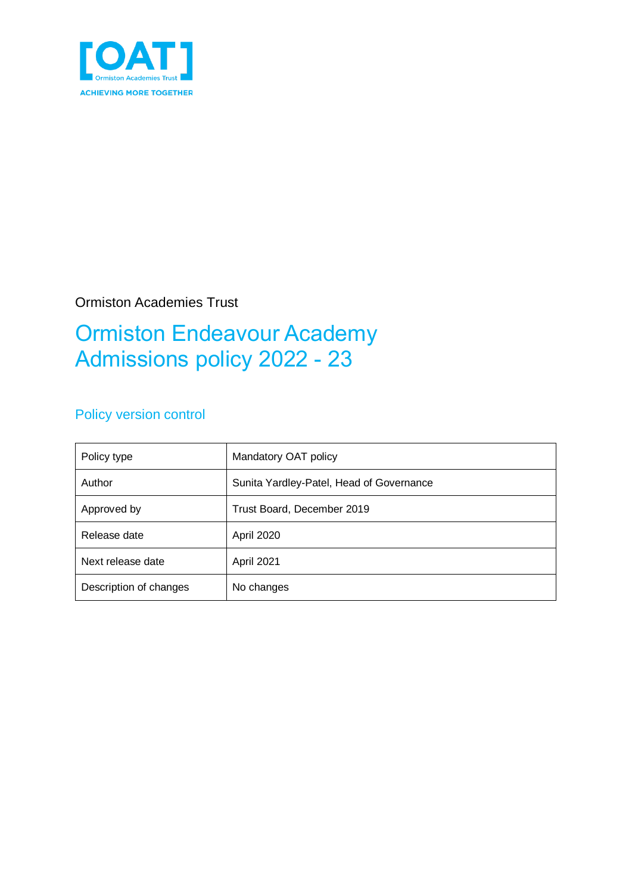[OAT]
Ormiston Academies Trust
ACHIEVING MORE TOGETHER

Ormiston Academies Trust

# Ormiston Endeavour Academy Admissions policy 2022 - 23

## Policy version control

| Policy type | Mandatory OAT policy |
|---|---|
| Author | Sunita Yardley-Patel, Head of Governance |
| Approved by | Trust Board, December 2019 |
| Release date | April 2020 |
| Next release date | April 2021 |
| Description of changes | No changes |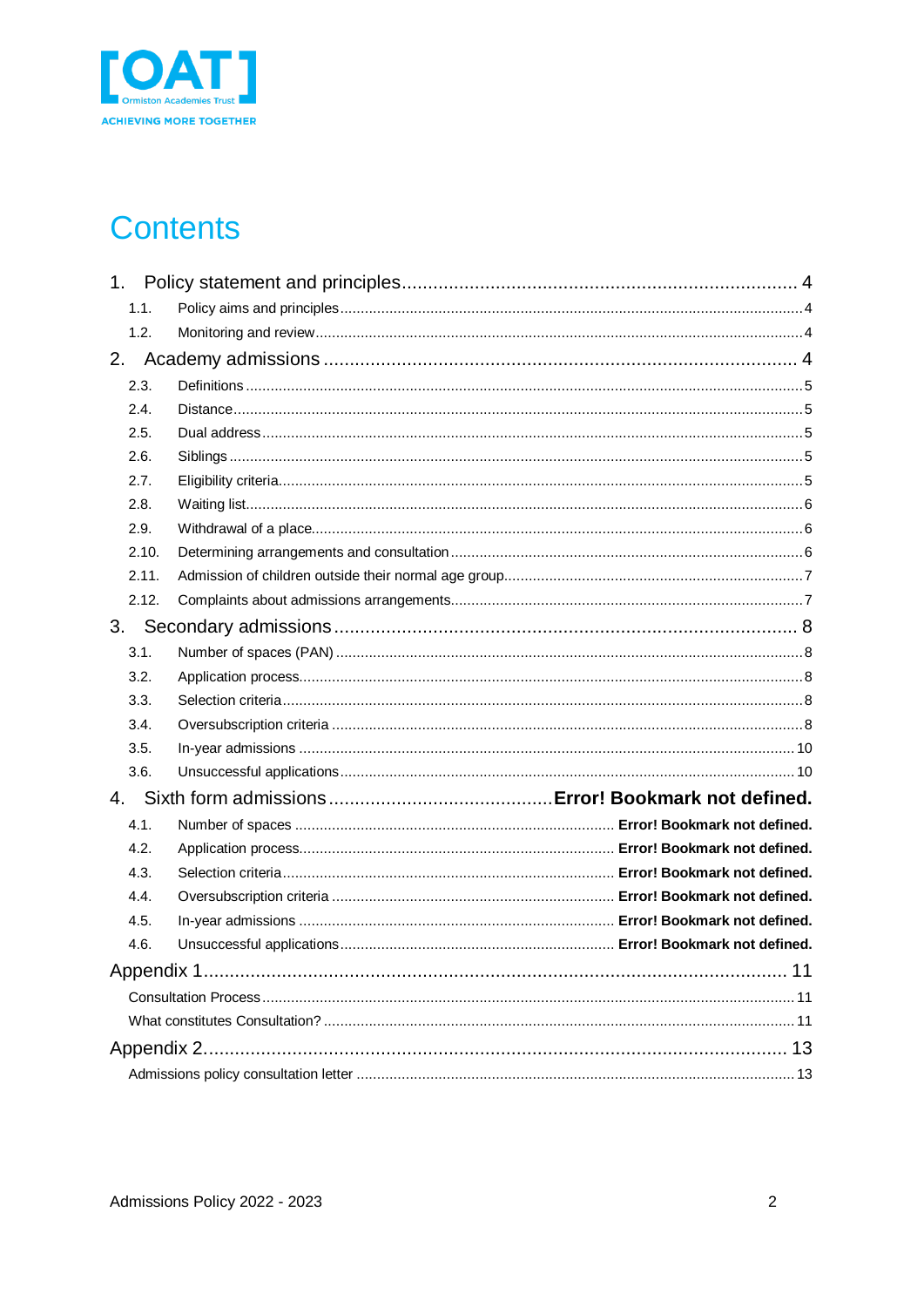[OAT]
Ormiston Academies Trust
ACHIEVING MORE TOGETHER

# Contents

1. Policy statement and principles ............................................................ 4
   - 1.1. Policy aims and principles ............................................................ 4
   - 1.2. Monitoring and review ............................................................ 4
2. Academy admissions ............................................................ 4
   - 2.3. Definitions ............................................................ 5
   - 2.4. Distance ............................................................ 5
   - 2.5. Dual address ............................................................ 5
   - 2.6. Siblings ............................................................ 5
   - 2.7. Eligibility criteria ............................................................ 5
   - 2.8. Waiting list ............................................................ 6
   - 2.9. Withdrawal of a place ............................................................ 6
   - 2.10. Determining arrangements and consultation ............................................................ 6
   - 2.11. Admission of children outside their normal age group ............................................................ 7
   - 2.12. Complaints about admissions arrangements ............................................................ 7
3. Secondary admissions ............................................................ 8
   - 3.1. Number of spaces (PAN) ............................................................ 8
   - 3.2. Application process ............................................................ 8
   - 3.3. Selection criteria ............................................................ 8
   - 3.4. Oversubscription criteria ............................................................ 8
   - 3.5. In-year admissions ............................................................ 10
   - 3.6. Unsuccessful applications ............................................................ 10
4. Sixth form admissions .............................................. **Error! Bookmark not defined.**
   - 4.1. Number of spaces .............................................. **Error! Bookmark not defined.**
   - 4.2. Application process .............................................. **Error! Bookmark not defined.**
   - 4.3. Selection criteria .............................................. **Error! Bookmark not defined.**
   - 4.4. Oversubscription criteria .............................................. **Error! Bookmark not defined.**
   - 4.5. In-year admissions .............................................. **Error! Bookmark not defined.**
   - 4.6. Unsuccessful applications .............................................. **Error! Bookmark not defined.**

Appendix 1 ............................................................ 11
   - Consultation Process ............................................................ 11
   - What constitutes Consultation? ............................................................ 11

Appendix 2 ............................................................ 13
   - Admissions policy consultation letter ............................................................ 13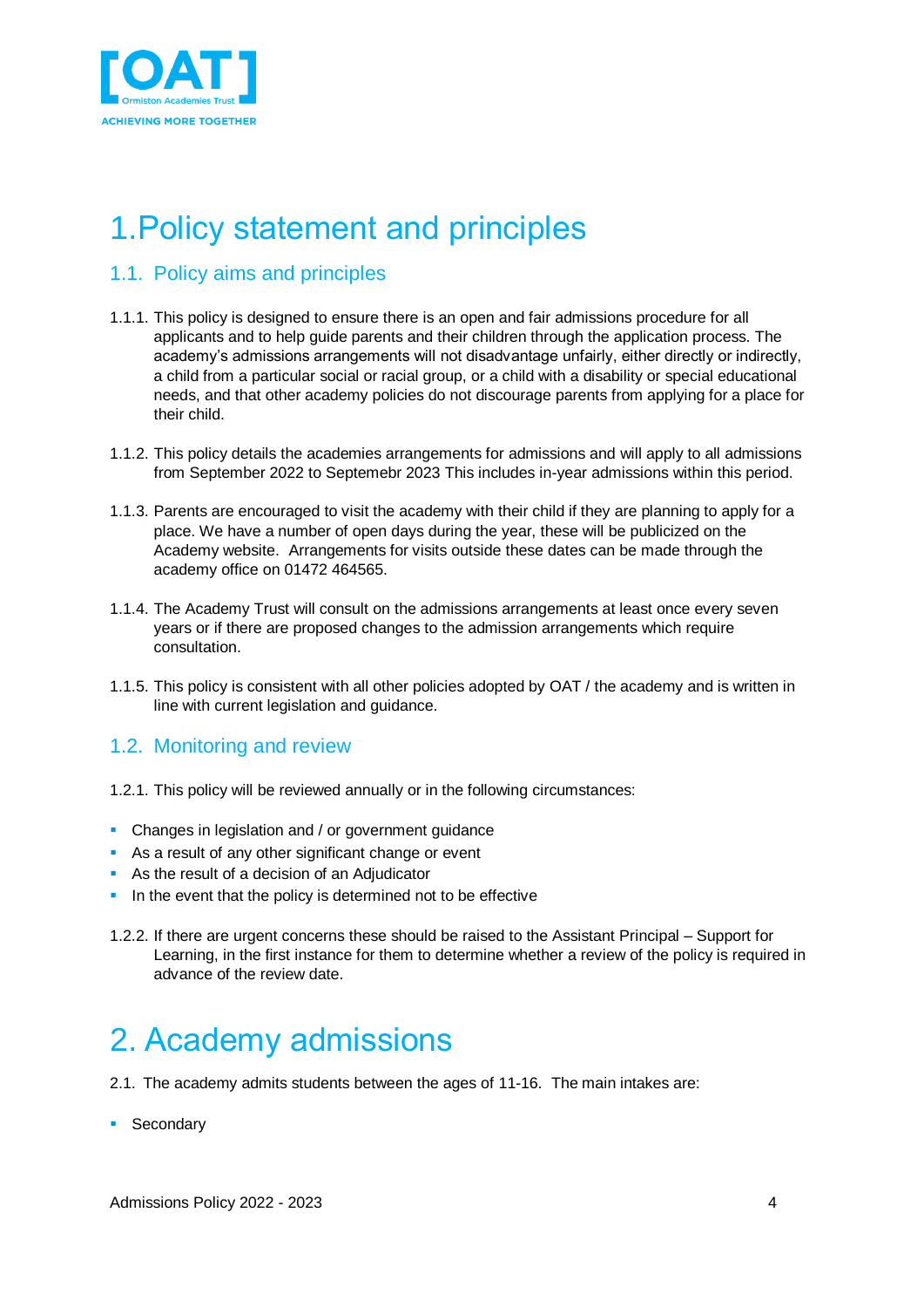# 1.Policy statement and principles

## 1.1. Policy aims and principles

1.1.1. This policy is designed to ensure there is an open and fair admissions procedure for all applicants and to help guide parents and their children through the application process. The academy's admissions arrangements will not disadvantage unfairly, either directly or indirectly, a child from a particular social or racial group, or a child with a disability or special educational needs, and that other academy policies do not discourage parents from applying for a place for their child.

1.1.2. This policy details the academies arrangements for admissions and will apply to all admissions from September 2022 to Septemebr 2023 This includes in-year admissions within this period.

1.1.3. Parents are encouraged to visit the academy with their child if they are planning to apply for a place. We have a number of open days during the year, these will be publicized on the Academy website. Arrangements for visits outside these dates can be made through the academy office on 01472 464565.

1.1.4. The Academy Trust will consult on the admissions arrangements at least once every seven years or if there are proposed changes to the admission arrangements which require consultation.

1.1.5. This policy is consistent with all other policies adopted by OAT / the academy and is written in line with current legislation and guidance.

## 1.2. Monitoring and review

1.2.1. This policy will be reviewed annually or in the following circumstances:

- Changes in legislation and / or government guidance
- As a result of any other significant change or event
- As the result of a decision of an Adjudicator
- In the event that the policy is determined not to be effective

1.2.2. If there are urgent concerns these should be raised to the Assistant Principal – Support for Learning, in the first instance for them to determine whether a review of the policy is required in advance of the review date.

# 2. Academy admissions

2.1. The academy admits students between the ages of 11-16. The main intakes are:

- Secondary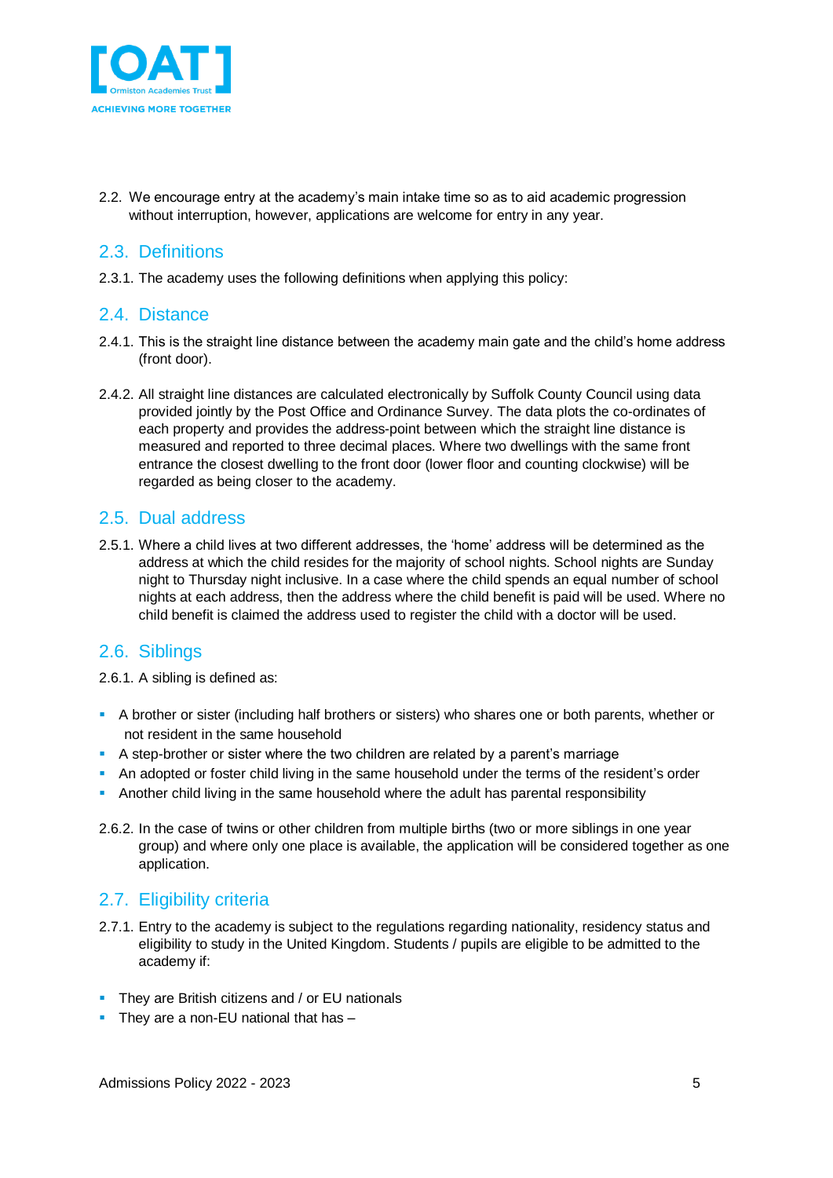2.2. We encourage entry at the academy's main intake time so as to aid academic progression without interruption, however, applications are welcome for entry in any year.

## 2.3. Definitions

2.3.1. The academy uses the following definitions when applying this policy:

## 2.4. Distance

2.4.1. This is the straight line distance between the academy main gate and the child's home address (front door).

2.4.2. All straight line distances are calculated electronically by Suffolk County Council using data provided jointly by the Post Office and Ordinance Survey. The data plots the co-ordinates of each property and provides the address-point between which the straight line distance is measured and reported to three decimal places. Where two dwellings with the same front entrance the closest dwelling to the front door (lower floor and counting clockwise) will be regarded as being closer to the academy.

## 2.5. Dual address

2.5.1. Where a child lives at two different addresses, the 'home' address will be determined as the address at which the child resides for the majority of school nights. School nights are Sunday night to Thursday night inclusive. In a case where the child spends an equal number of school nights at each address, then the address where the child benefit is paid will be used. Where no child benefit is claimed the address used to register the child with a doctor will be used.

## 2.6. Siblings

2.6.1. A sibling is defined as:

- A brother or sister (including half brothers or sisters) who shares one or both parents, whether or not resident in the same household
- A step-brother or sister where the two children are related by a parent's marriage
- An adopted or foster child living in the same household under the terms of the resident's order
- Another child living in the same household where the adult has parental responsibility

2.6.2. In the case of twins or other children from multiple births (two or more siblings in one year group) and where only one place is available, the application will be considered together as one application.

## 2.7. Eligibility criteria

2.7.1. Entry to the academy is subject to the regulations regarding nationality, residency status and eligibility to study in the United Kingdom. Students / pupils are eligible to be admitted to the academy if:

- They are British citizens and / or EU nationals
- They are a non-EU national that has –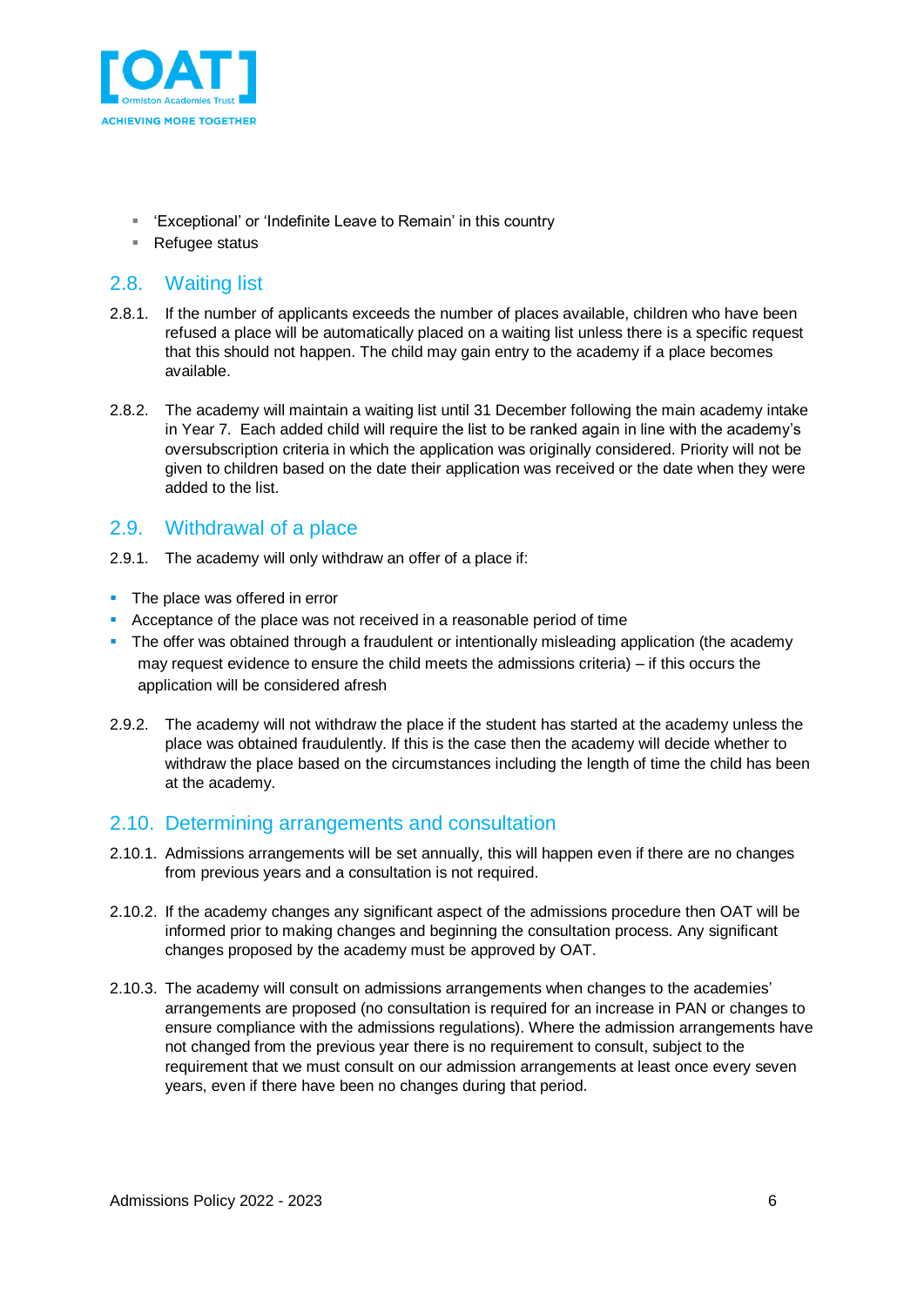- 'Exceptional' or 'Indefinite Leave to Remain' in this country
- Refugee status

## 2.8. Waiting list

2.8.1. If the number of applicants exceeds the number of places available, children who have been refused a place will be automatically placed on a waiting list unless there is a specific request that this should not happen. The child may gain entry to the academy if a place becomes available.

2.8.2. The academy will maintain a waiting list until 31 December following the main academy intake in Year 7. Each added child will require the list to be ranked again in line with the academy's oversubscription criteria in which the application was originally considered. Priority will not be given to children based on the date their application was received or the date when they were added to the list.

## 2.9. Withdrawal of a place

2.9.1. The academy will only withdraw an offer of a place if:

- The place was offered in error
- Acceptance of the place was not received in a reasonable period of time
- The offer was obtained through a fraudulent or intentionally misleading application (the academy may request evidence to ensure the child meets the admissions criteria) – if this occurs the application will be considered afresh

2.9.2. The academy will not withdraw the place if the student has started at the academy unless the place was obtained fraudulently. If this is the case then the academy will decide whether to withdraw the place based on the circumstances including the length of time the child has been at the academy.

## 2.10. Determining arrangements and consultation

2.10.1. Admissions arrangements will be set annually, this will happen even if there are no changes from previous years and a consultation is not required.

2.10.2. If the academy changes any significant aspect of the admissions procedure then OAT will be informed prior to making changes and beginning the consultation process. Any significant changes proposed by the academy must be approved by OAT.

2.10.3. The academy will consult on admissions arrangements when changes to the academies' arrangements are proposed (no consultation is required for an increase in PAN or changes to ensure compliance with the admissions regulations). Where the admission arrangements have not changed from the previous year there is no requirement to consult, subject to the requirement that we must consult on our admission arrangements at least once every seven years, even if there have been no changes during that period.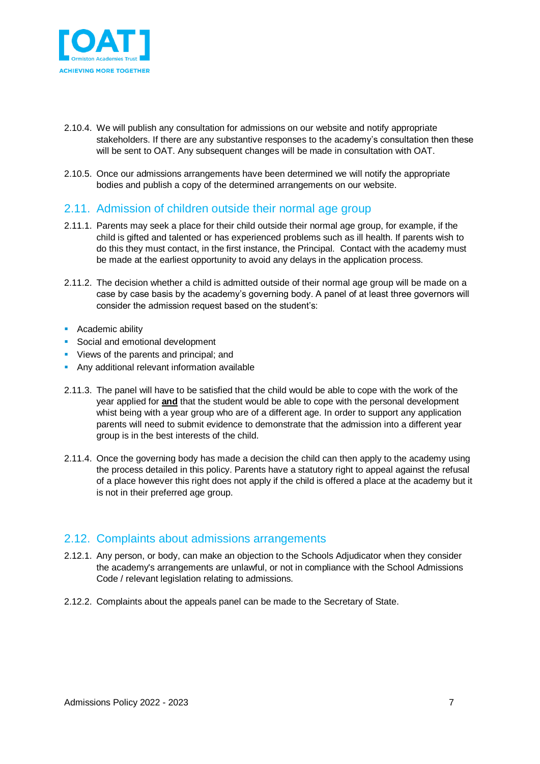2.10.4. We will publish any consultation for admissions on our website and notify appropriate stakeholders. If there are any substantive responses to the academy's consultation then these will be sent to OAT. Any subsequent changes will be made in consultation with OAT.

2.10.5. Once our admissions arrangements have been determined we will notify the appropriate bodies and publish a copy of the determined arrangements on our website.

## 2.11. Admission of children outside their normal age group

2.11.1. Parents may seek a place for their child outside their normal age group, for example, if the child is gifted and talented or has experienced problems such as ill health. If parents wish to do this they must contact, in the first instance, the Principal. Contact with the academy must be made at the earliest opportunity to avoid any delays in the application process.

2.11.2. The decision whether a child is admitted outside of their normal age group will be made on a case by case basis by the academy's governing body. A panel of at least three governors will consider the admission request based on the student's:

- Academic ability
- Social and emotional development
- Views of the parents and principal; and
- Any additional relevant information available

2.11.3. The panel will have to be satisfied that the child would be able to cope with the work of the year applied for **and** that the student would be able to cope with the personal development whist being with a year group who are of a different age. In order to support any application parents will need to submit evidence to demonstrate that the admission into a different year group is in the best interests of the child.

2.11.4. Once the governing body has made a decision the child can then apply to the academy using the process detailed in this policy. Parents have a statutory right to appeal against the refusal of a place however this right does not apply if the child is offered a place at the academy but it is not in their preferred age group.

## 2.12. Complaints about admissions arrangements

2.12.1. Any person, or body, can make an objection to the Schools Adjudicator when they consider the academy's arrangements are unlawful, or not in compliance with the School Admissions Code / relevant legislation relating to admissions.

2.12.2. Complaints about the appeals panel can be made to the Secretary of State.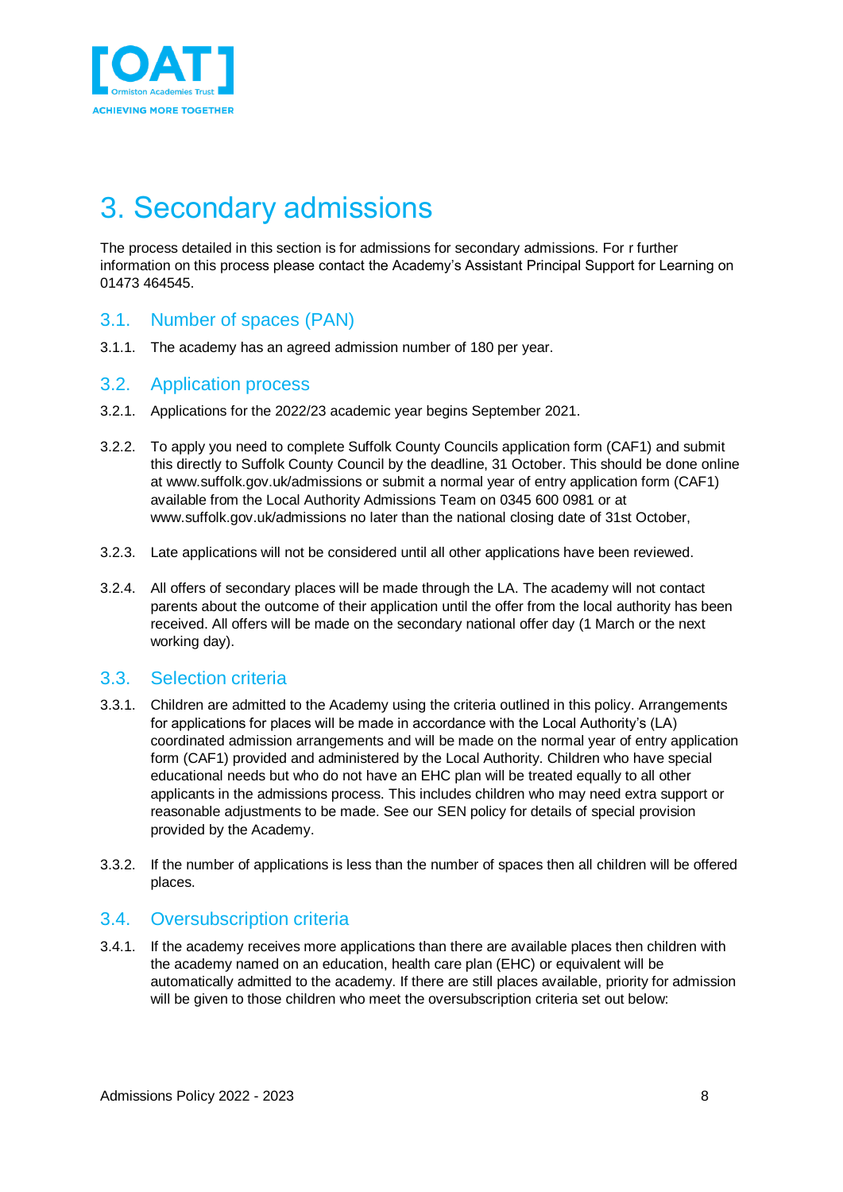# 3. Secondary admissions

The process detailed in this section is for admissions for secondary admissions. For r further information on this process please contact the Academy's Assistant Principal Support for Learning on 01473 464545.

## 3.1. Number of spaces (PAN)

3.1.1. The academy has an agreed admission number of 180 per year.

## 3.2. Application process

3.2.1. Applications for the 2022/23 academic year begins September 2021.

3.2.2. To apply you need to complete Suffolk County Councils application form (CAF1) and submit this directly to Suffolk County Council by the deadline, 31 October. This should be done online at www.suffolk.gov.uk/admissions or submit a normal year of entry application form (CAF1) available from the Local Authority Admissions Team on 0345 600 0981 or at www.suffolk.gov.uk/admissions no later than the national closing date of 31st October,

3.2.3. Late applications will not be considered until all other applications have been reviewed.

3.2.4. All offers of secondary places will be made through the LA. The academy will not contact parents about the outcome of their application until the offer from the local authority has been received. All offers will be made on the secondary national offer day (1 March or the next working day).

## 3.3. Selection criteria

3.3.1. Children are admitted to the Academy using the criteria outlined in this policy. Arrangements for applications for places will be made in accordance with the Local Authority's (LA) coordinated admission arrangements and will be made on the normal year of entry application form (CAF1) provided and administered by the Local Authority. Children who have special educational needs but who do not have an EHC plan will be treated equally to all other applicants in the admissions process. This includes children who may need extra support or reasonable adjustments to be made. See our SEN policy for details of special provision provided by the Academy.

3.3.2. If the number of applications is less than the number of spaces then all children will be offered places.

## 3.4. Oversubscription criteria

3.4.1. If the academy receives more applications than there are available places then children with the academy named on an education, health care plan (EHC) or equivalent will be automatically admitted to the academy. If there are still places available, priority for admission will be given to those children who meet the oversubscription criteria set out below: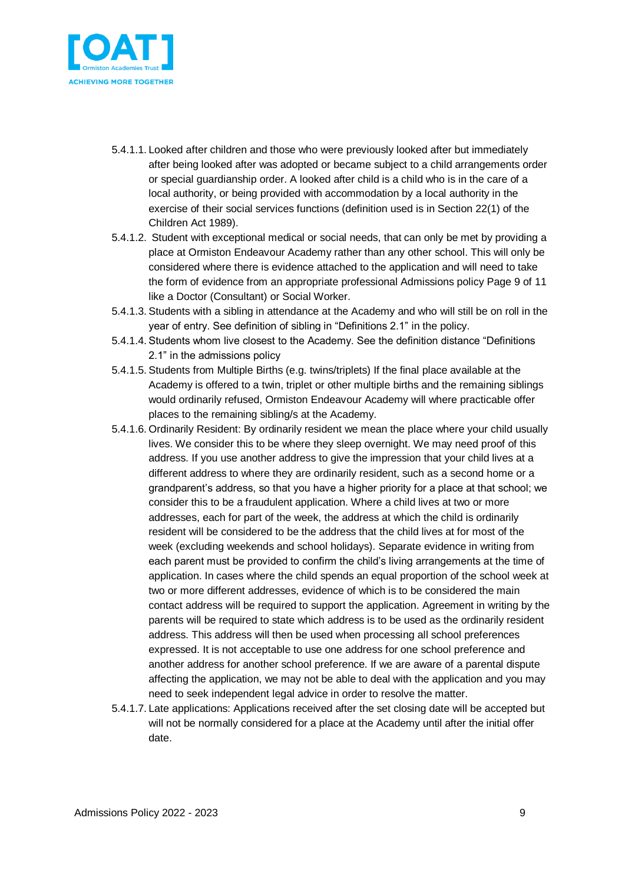5.4.1.1. Looked after children and those who were previously looked after but immediately after being looked after was adopted or became subject to a child arrangements order or special guardianship order. A looked after child is a child who is in the care of a local authority, or being provided with accommodation by a local authority in the exercise of their social services functions (definition used is in Section 22(1) of the Children Act 1989).

5.4.1.2. Student with exceptional medical or social needs, that can only be met by providing a place at Ormiston Endeavour Academy rather than any other school. This will only be considered where there is evidence attached to the application and will need to take the form of evidence from an appropriate professional Admissions policy Page 9 of 11 like a Doctor (Consultant) or Social Worker.

5.4.1.3. Students with a sibling in attendance at the Academy and who will still be on roll in the year of entry. See definition of sibling in "Definitions 2.1" in the policy.

5.4.1.4. Students whom live closest to the Academy. See the definition distance "Definitions 2.1" in the admissions policy

5.4.1.5. Students from Multiple Births (e.g. twins/triplets) If the final place available at the Academy is offered to a twin, triplet or other multiple births and the remaining siblings would ordinarily refused, Ormiston Endeavour Academy will where practicable offer places to the remaining sibling/s at the Academy.

5.4.1.6. Ordinarily Resident: By ordinarily resident we mean the place where your child usually lives. We consider this to be where they sleep overnight. We may need proof of this address. If you use another address to give the impression that your child lives at a different address to where they are ordinarily resident, such as a second home or a grandparent's address, so that you have a higher priority for a place at that school; we consider this to be a fraudulent application. Where a child lives at two or more addresses, each for part of the week, the address at which the child is ordinarily resident will be considered to be the address that the child lives at for most of the week (excluding weekends and school holidays). Separate evidence in writing from each parent must be provided to confirm the child's living arrangements at the time of application. In cases where the child spends an equal proportion of the school week at two or more different addresses, evidence of which is to be considered the main contact address will be required to support the application. Agreement in writing by the parents will be required to state which address is to be used as the ordinarily resident address. This address will then be used when processing all school preferences expressed. It is not acceptable to use one address for one school preference and another address for another school preference. If we are aware of a parental dispute affecting the application, we may not be able to deal with the application and you may need to seek independent legal advice in order to resolve the matter.

5.4.1.7. Late applications: Applications received after the set closing date will be accepted but will not be normally considered for a place at the Academy until after the initial offer date.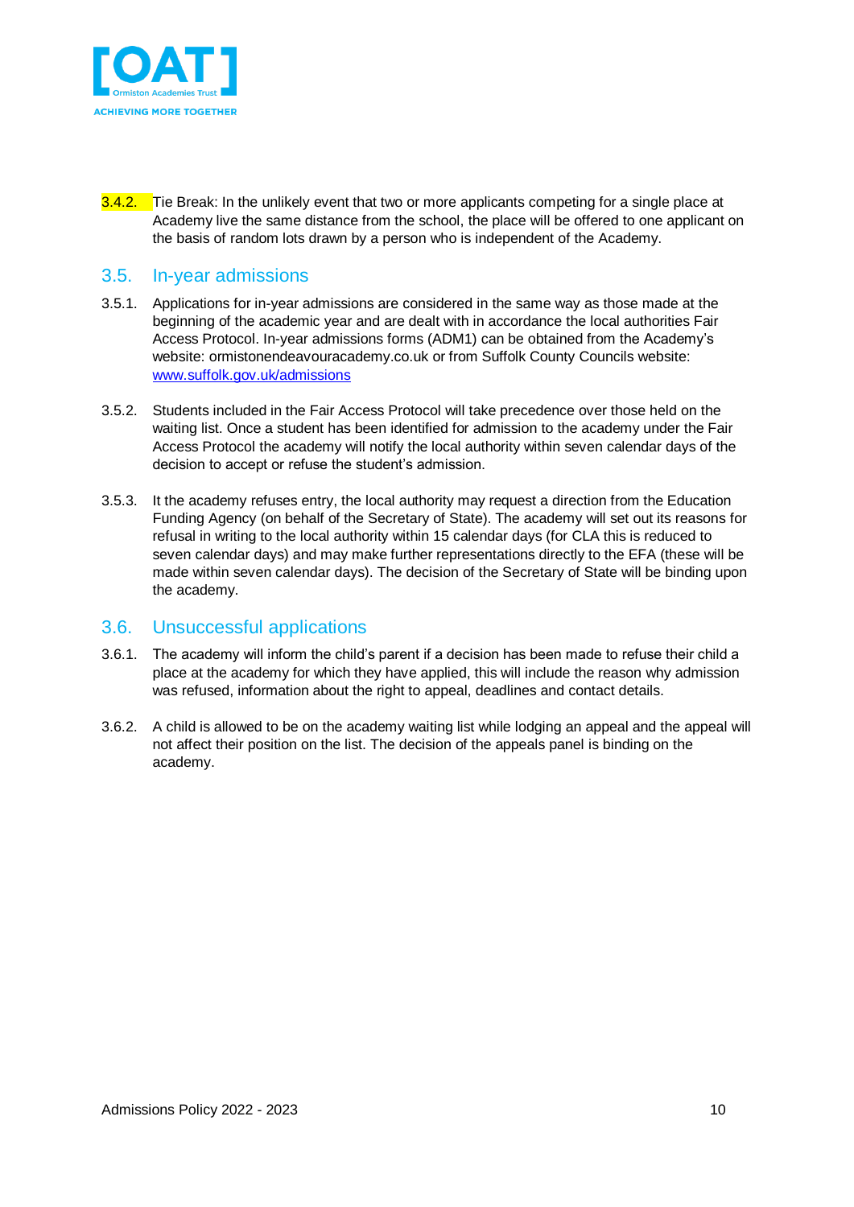3.4.2. Tie Break: In the unlikely event that two or more applicants competing for a single place at Academy live the same distance from the school, the place will be offered to one applicant on the basis of random lots drawn by a person who is independent of the Academy.

## 3.5. In-year admissions

3.5.1. Applications for in-year admissions are considered in the same way as those made at the beginning of the academic year and are dealt with in accordance the local authorities Fair Access Protocol. In-year admissions forms (ADM1) can be obtained from the Academy's website: ormistonendeavouracademy.co.uk or from Suffolk County Councils website: [www.suffolk.gov.uk/admissions](www.suffolk.gov.uk/admissions)

3.5.2. Students included in the Fair Access Protocol will take precedence over those held on the waiting list. Once a student has been identified for admission to the academy under the Fair Access Protocol the academy will notify the local authority within seven calendar days of the decision to accept or refuse the student's admission.

3.5.3. It the academy refuses entry, the local authority may request a direction from the Education Funding Agency (on behalf of the Secretary of State). The academy will set out its reasons for refusal in writing to the local authority within 15 calendar days (for CLA this is reduced to seven calendar days) and may make further representations directly to the EFA (these will be made within seven calendar days). The decision of the Secretary of State will be binding upon the academy.

## 3.6. Unsuccessful applications

3.6.1. The academy will inform the child's parent if a decision has been made to refuse their child a place at the academy for which they have applied, this will include the reason why admission was refused, information about the right to appeal, deadlines and contact details.

3.6.2. A child is allowed to be on the academy waiting list while lodging an appeal and the appeal will not affect their position on the list. The decision of the appeals panel is binding on the academy.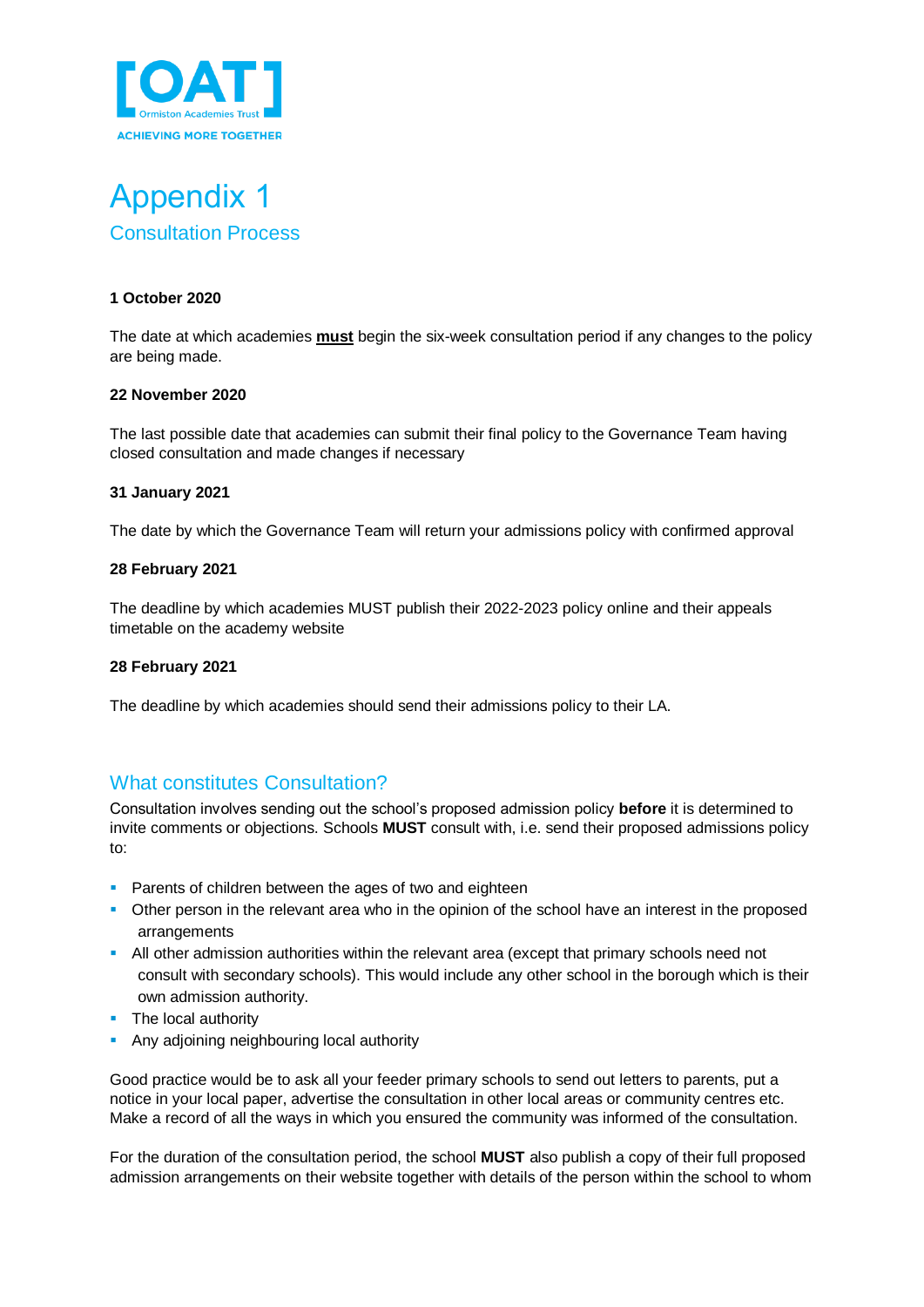# Appendix 1

## Consultation Process

**1 October 2020**

The date at which academies **must** begin the six-week consultation period if any changes to the policy are being made.

**22 November 2020**

The last possible date that academies can submit their final policy to the Governance Team having closed consultation and made changes if necessary

**31 January 2021**

The date by which the Governance Team will return your admissions policy with confirmed approval

**28 February 2021**

The deadline by which academies MUST publish their 2022-2023 policy online and their appeals timetable on the academy website

**28 February 2021**

The deadline by which academies should send their admissions policy to their LA.

## What constitutes Consultation?

Consultation involves sending out the school's proposed admission policy **before** it is determined to invite comments or objections. Schools **MUST** consult with, i.e. send their proposed admissions policy to:

- Parents of children between the ages of two and eighteen
- Other person in the relevant area who in the opinion of the school have an interest in the proposed arrangements
- All other admission authorities within the relevant area (except that primary schools need not consult with secondary schools). This would include any other school in the borough which is their own admission authority.
- The local authority
- Any adjoining neighbouring local authority

Good practice would be to ask all your feeder primary schools to send out letters to parents, put a notice in your local paper, advertise the consultation in other local areas or community centres etc. Make a record of all the ways in which you ensured the community was informed of the consultation.

For the duration of the consultation period, the school **MUST** also publish a copy of their full proposed admission arrangements on their website together with details of the person within the school to whom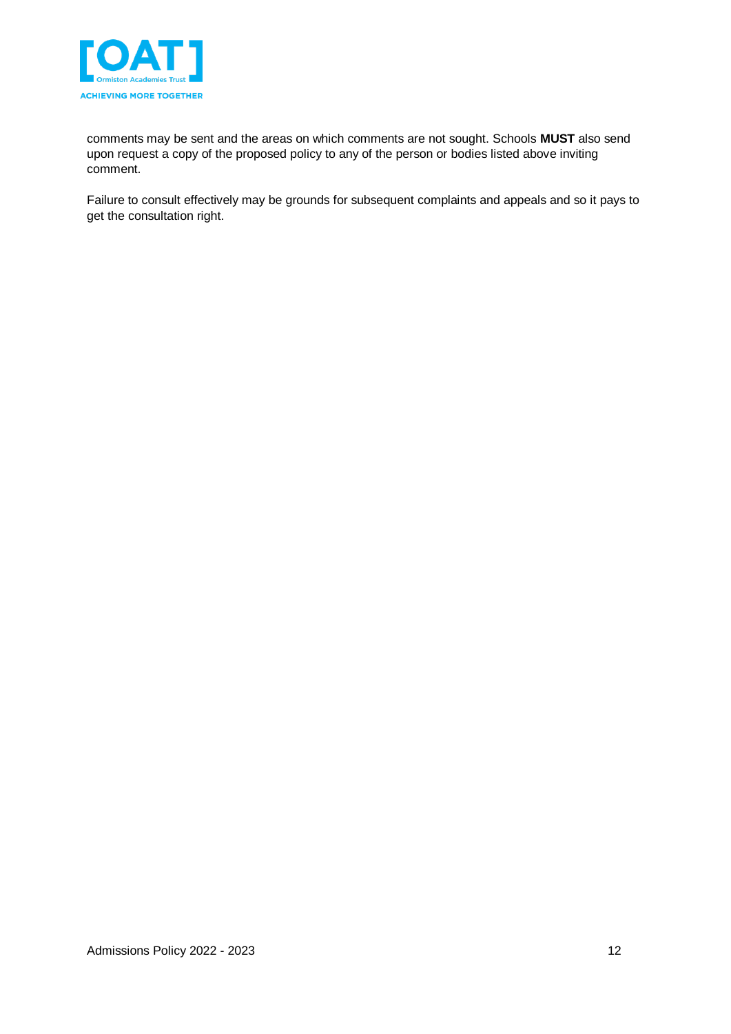comments may be sent and the areas on which comments are not sought. Schools **MUST** also send upon request a copy of the proposed policy to any of the person or bodies listed above inviting comment.

Failure to consult effectively may be grounds for subsequent complaints and appeals and so it pays to get the consultation right.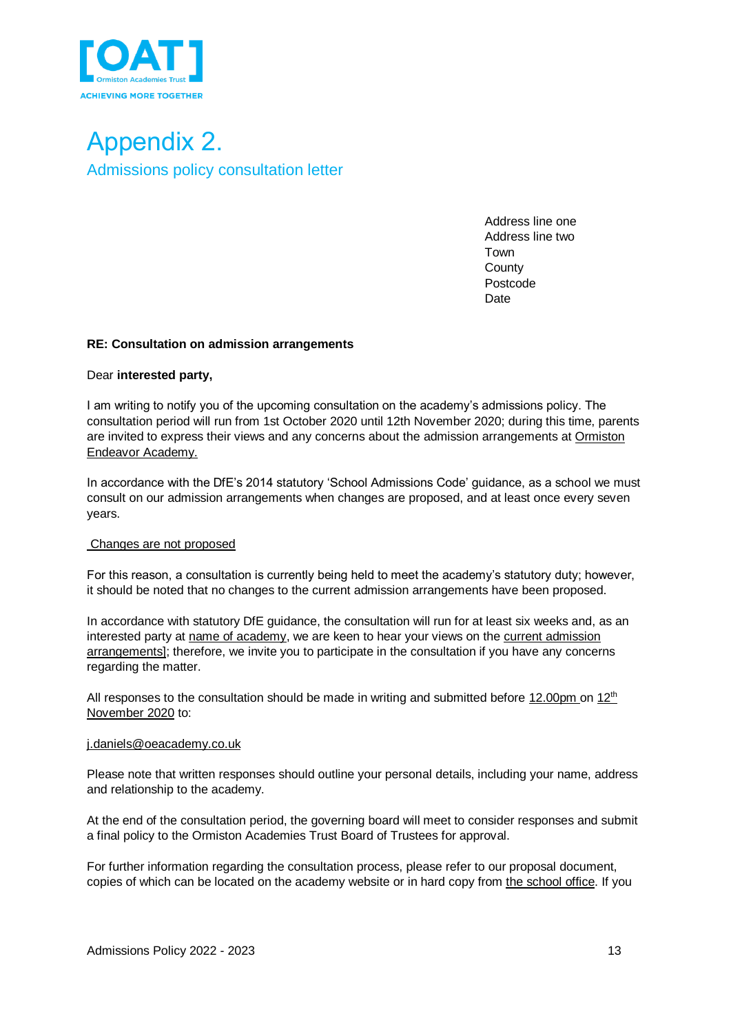# Appendix 2.

## Admissions policy consultation letter

Address line one
Address line two
Town
County
Postcode
Date

**RE: Consultation on admission arrangements**

Dear **interested party,**

I am writing to notify you of the upcoming consultation on the academy's admissions policy. The consultation period will run from 1st October 2020 until 12th November 2020; during this time, parents are invited to express their views and any concerns about the admission arrangements at Ormiston Endeavor Academy.

In accordance with the DfE's 2014 statutory 'School Admissions Code' guidance, as a school we must consult on our admission arrangements when changes are proposed, and at least once every seven years.

Changes are not proposed

For this reason, a consultation is currently being held to meet the academy's statutory duty; however, it should be noted that no changes to the current admission arrangements have been proposed.

In accordance with statutory DfE guidance, the consultation will run for at least six weeks and, as an interested party at name of academy, we are keen to hear your views on the current admission arrangements]; therefore, we invite you to participate in the consultation if you have any concerns regarding the matter.

All responses to the consultation should be made in writing and submitted before 12.00pm on 12th November 2020 to:

j.daniels@oeacademy.co.uk

Please note that written responses should outline your personal details, including your name, address and relationship to the academy.

At the end of the consultation period, the governing board will meet to consider responses and submit a final policy to the Ormiston Academies Trust Board of Trustees for approval.

For further information regarding the consultation process, please refer to our proposal document, copies of which can be located on the academy website or in hard copy from the school office. If you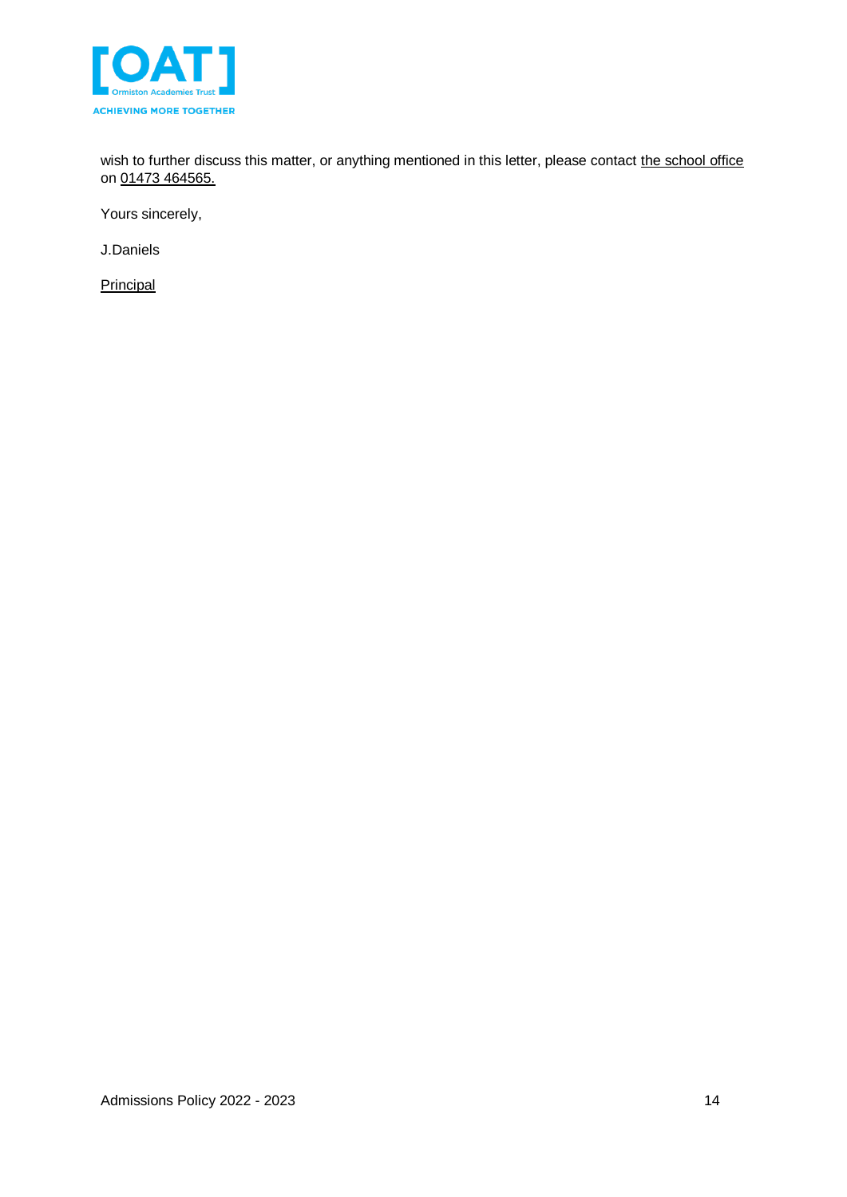wish to further discuss this matter, or anything mentioned in this letter, please contact the school office on 01473 464565.

Yours sincerely,

J.Daniels

Principal